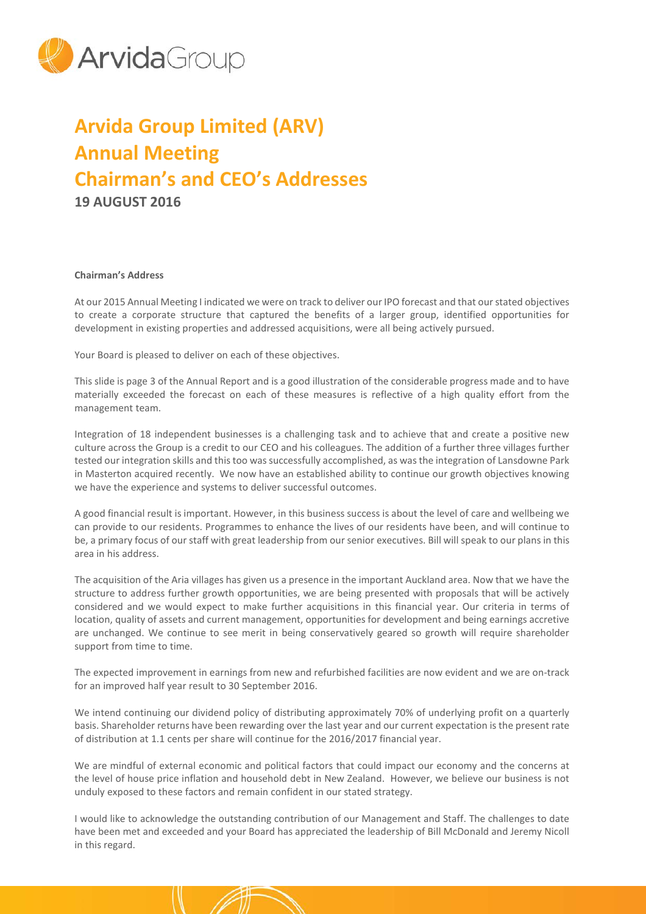# Arvida Group Limited (ARV)
# Annual Meeting
# Chairman's and CEO's Addresses
## 19 AUGUST 2016

**Chairman's Address**

At our 2015 Annual Meeting I indicated we were on track to deliver our IPO forecast and that our stated objectives to create a corporate structure that captured the benefits of a larger group, identified opportunities for development in existing properties and addressed acquisitions, were all being actively pursued.

Your Board is pleased to deliver on each of these objectives.

This slide is page 3 of the Annual Report and is a good illustration of the considerable progress made and to have materially exceeded the forecast on each of these measures is reflective of a high quality effort from the management team.

Integration of 18 independent businesses is a challenging task and to achieve that and create a positive new culture across the Group is a credit to our CEO and his colleagues. The addition of a further three villages further tested our integration skills and this too was successfully accomplished, as was the integration of Lansdowne Park in Masterton acquired recently. We now have an established ability to continue our growth objectives knowing we have the experience and systems to deliver successful outcomes.

A good financial result is important. However, in this business success is about the level of care and wellbeing we can provide to our residents. Programmes to enhance the lives of our residents have been, and will continue to be, a primary focus of our staff with great leadership from our senior executives. Bill will speak to our plans in this area in his address.

The acquisition of the Aria villages has given us a presence in the important Auckland area. Now that we have the structure to address further growth opportunities, we are being presented with proposals that will be actively considered and we would expect to make further acquisitions in this financial year. Our criteria in terms of location, quality of assets and current management, opportunities for development and being earnings accretive are unchanged. We continue to see merit in being conservatively geared so growth will require shareholder support from time to time.

The expected improvement in earnings from new and refurbished facilities are now evident and we are on-track for an improved half year result to 30 September 2016.

We intend continuing our dividend policy of distributing approximately 70% of underlying profit on a quarterly basis. Shareholder returns have been rewarding over the last year and our current expectation is the present rate of distribution at 1.1 cents per share will continue for the 2016/2017 financial year.

We are mindful of external economic and political factors that could impact our economy and the concerns at the level of house price inflation and household debt in New Zealand. However, we believe our business is not unduly exposed to these factors and remain confident in our stated strategy.

I would like to acknowledge the outstanding contribution of our Management and Staff. The challenges to date have been met and exceeded and your Board has appreciated the leadership of Bill McDonald and Jeremy Nicoll in this regard.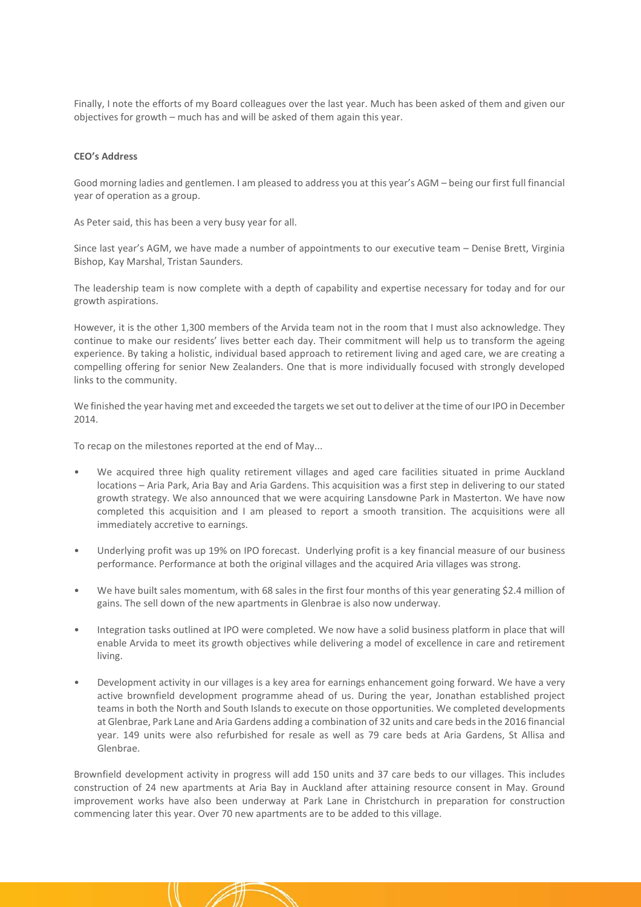Finally, I note the efforts of my Board colleagues over the last year. Much has been asked of them and given our objectives for growth – much has and will be asked of them again this year.

**CEO's Address**

Good morning ladies and gentlemen. I am pleased to address you at this year's AGM – being our first full financial year of operation as a group.

As Peter said, this has been a very busy year for all.

Since last year's AGM, we have made a number of appointments to our executive team – Denise Brett, Virginia Bishop, Kay Marshal, Tristan Saunders.

The leadership team is now complete with a depth of capability and expertise necessary for today and for our growth aspirations.

However, it is the other 1,300 members of the Arvida team not in the room that I must also acknowledge. They continue to make our residents' lives better each day. Their commitment will help us to transform the ageing experience. By taking a holistic, individual based approach to retirement living and aged care, we are creating a compelling offering for senior New Zealanders. One that is more individually focused with strongly developed links to the community.

We finished the year having met and exceeded the targets we set out to deliver at the time of our IPO in December 2014.

To recap on the milestones reported at the end of May...

- We acquired three high quality retirement villages and aged care facilities situated in prime Auckland locations – Aria Park, Aria Bay and Aria Gardens. This acquisition was a first step in delivering to our stated growth strategy. We also announced that we were acquiring Lansdowne Park in Masterton. We have now completed this acquisition and I am pleased to report a smooth transition. The acquisitions were all immediately accretive to earnings.
- Underlying profit was up 19% on IPO forecast. Underlying profit is a key financial measure of our business performance. Performance at both the original villages and the acquired Aria villages was strong.
- We have built sales momentum, with 68 sales in the first four months of this year generating $2.4 million of gains. The sell down of the new apartments in Glenbrae is also now underway.
- Integration tasks outlined at IPO were completed. We now have a solid business platform in place that will enable Arvida to meet its growth objectives while delivering a model of excellence in care and retirement living.
- Development activity in our villages is a key area for earnings enhancement going forward. We have a very active brownfield development programme ahead of us. During the year, Jonathan established project teams in both the North and South Islands to execute on those opportunities. We completed developments at Glenbrae, Park Lane and Aria Gardens adding a combination of 32 units and care beds in the 2016 financial year. 149 units were also refurbished for resale as well as 79 care beds at Aria Gardens, St Allisa and Glenbrae.

Brownfield development activity in progress will add 150 units and 37 care beds to our villages. This includes construction of 24 new apartments at Aria Bay in Auckland after attaining resource consent in May. Ground improvement works have also been underway at Park Lane in Christchurch in preparation for construction commencing later this year. Over 70 new apartments are to be added to this village.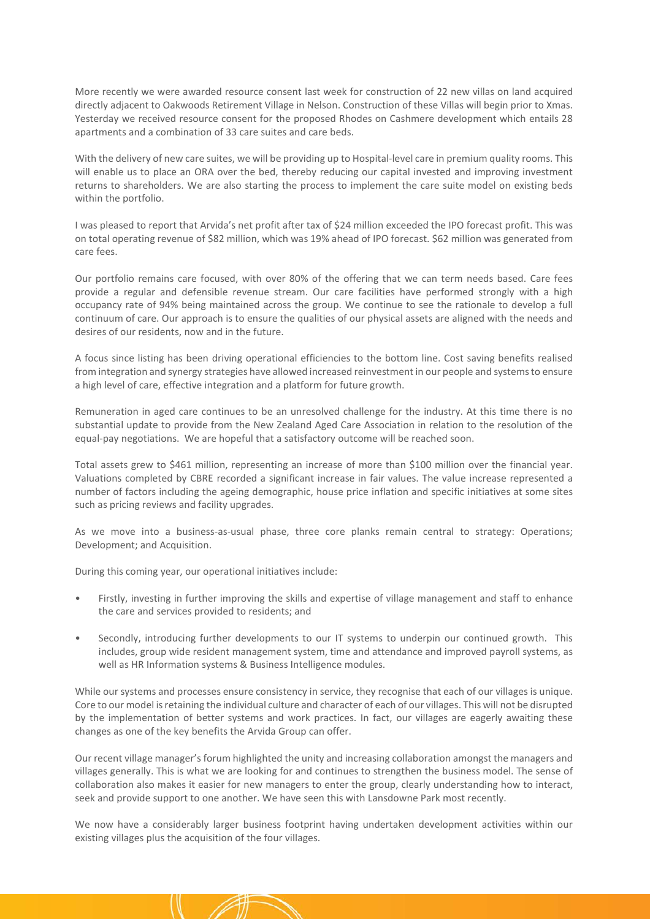More recently we were awarded resource consent last week for construction of 22 new villas on land acquired directly adjacent to Oakwoods Retirement Village in Nelson. Construction of these Villas will begin prior to Xmas. Yesterday we received resource consent for the proposed Rhodes on Cashmere development which entails 28 apartments and a combination of 33 care suites and care beds.

With the delivery of new care suites, we will be providing up to Hospital-level care in premium quality rooms. This will enable us to place an ORA over the bed, thereby reducing our capital invested and improving investment returns to shareholders. We are also starting the process to implement the care suite model on existing beds within the portfolio.

I was pleased to report that Arvida's net profit after tax of $24 million exceeded the IPO forecast profit. This was on total operating revenue of $82 million, which was 19% ahead of IPO forecast. $62 million was generated from care fees.

Our portfolio remains care focused, with over 80% of the offering that we can term needs based. Care fees provide a regular and defensible revenue stream. Our care facilities have performed strongly with a high occupancy rate of 94% being maintained across the group. We continue to see the rationale to develop a full continuum of care. Our approach is to ensure the qualities of our physical assets are aligned with the needs and desires of our residents, now and in the future.

A focus since listing has been driving operational efficiencies to the bottom line. Cost saving benefits realised from integration and synergy strategies have allowed increased reinvestment in our people and systems to ensure a high level of care, effective integration and a platform for future growth.

Remuneration in aged care continues to be an unresolved challenge for the industry. At this time there is no substantial update to provide from the New Zealand Aged Care Association in relation to the resolution of the equal-pay negotiations. We are hopeful that a satisfactory outcome will be reached soon.

Total assets grew to $461 million, representing an increase of more than $100 million over the financial year. Valuations completed by CBRE recorded a significant increase in fair values. The value increase represented a number of factors including the ageing demographic, house price inflation and specific initiatives at some sites such as pricing reviews and facility upgrades.

As we move into a business-as-usual phase, three core planks remain central to strategy: Operations; Development; and Acquisition.

During this coming year, our operational initiatives include:

- Firstly, investing in further improving the skills and expertise of village management and staff to enhance the care and services provided to residents; and
- Secondly, introducing further developments to our IT systems to underpin our continued growth. This includes, group wide resident management system, time and attendance and improved payroll systems, as well as HR Information systems & Business Intelligence modules.

While our systems and processes ensure consistency in service, they recognise that each of our villages is unique. Core to our model is retaining the individual culture and character of each of our villages. This will not be disrupted by the implementation of better systems and work practices. In fact, our villages are eagerly awaiting these changes as one of the key benefits the Arvida Group can offer.

Our recent village manager's forum highlighted the unity and increasing collaboration amongst the managers and villages generally. This is what we are looking for and continues to strengthen the business model. The sense of collaboration also makes it easier for new managers to enter the group, clearly understanding how to interact, seek and provide support to one another. We have seen this with Lansdowne Park most recently.

We now have a considerably larger business footprint having undertaken development activities within our existing villages plus the acquisition of the four villages.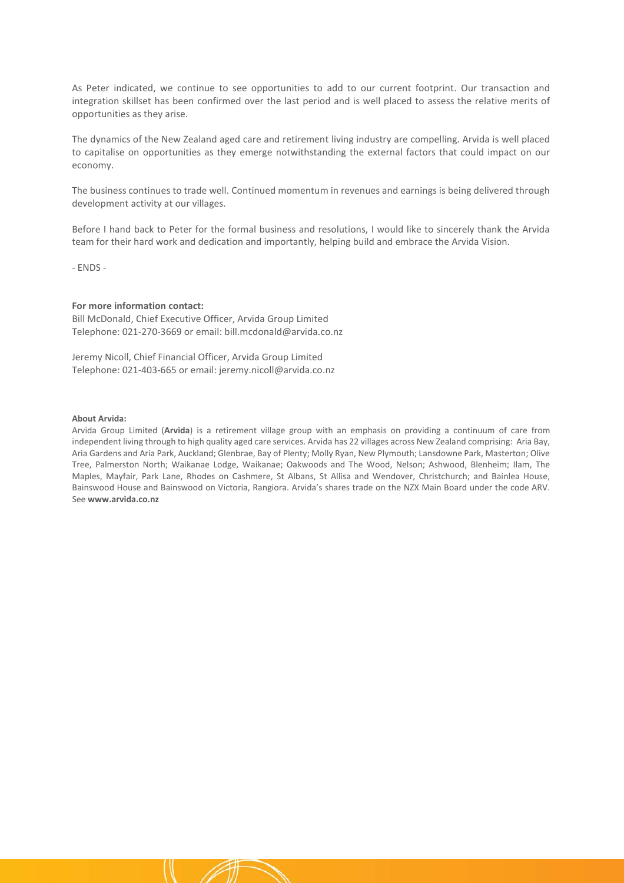As Peter indicated, we continue to see opportunities to add to our current footprint. Our transaction and integration skillset has been confirmed over the last period and is well placed to assess the relative merits of opportunities as they arise.

The dynamics of the New Zealand aged care and retirement living industry are compelling. Arvida is well placed to capitalise on opportunities as they emerge notwithstanding the external factors that could impact on our economy.

The business continues to trade well. Continued momentum in revenues and earnings is being delivered through development activity at our villages.

Before I hand back to Peter for the formal business and resolutions, I would like to sincerely thank the Arvida team for their hard work and dedication and importantly, helping build and embrace the Arvida Vision.

- ENDS -

**For more information contact:**
Bill McDonald, Chief Executive Officer, Arvida Group Limited
Telephone: 021-270-3669 or email: bill.mcdonald@arvida.co.nz

Jeremy Nicoll, Chief Financial Officer, Arvida Group Limited
Telephone: 021-403-665 or email: jeremy.nicoll@arvida.co.nz

**About Arvida:**

Arvida Group Limited (**Arvida**) is a retirement village group with an emphasis on providing a continuum of care from independent living through to high quality aged care services. Arvida has 22 villages across New Zealand comprising: Aria Bay, Aria Gardens and Aria Park, Auckland; Glenbrae, Bay of Plenty; Molly Ryan, New Plymouth; Lansdowne Park, Masterton; Olive Tree, Palmerston North; Waikanae Lodge, Waikanae; Oakwoods and The Wood, Nelson; Ashwood, Blenheim; Ilam, The Maples, Mayfair, Park Lane, Rhodes on Cashmere, St Albans, St Allisa and Wendover, Christchurch; and Bainlea House, Bainswood House and Bainswood on Victoria, Rangiora. Arvida's shares trade on the NZX Main Board under the code ARV. See **www.arvida.co.nz**